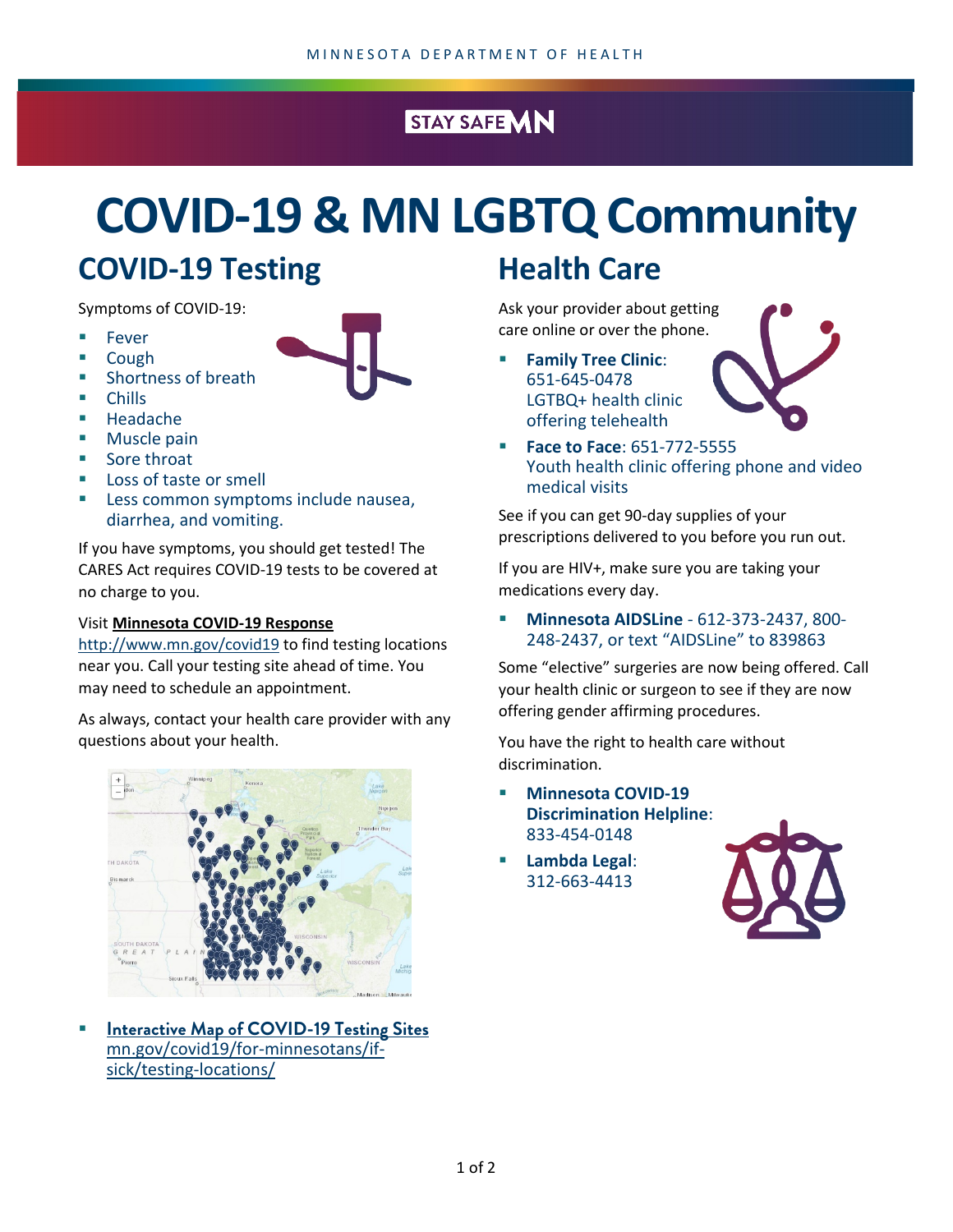MINNESOTA DEPARTMENT OF HEALTH

STAY SAFE MN

# COVID-19 & MN LGBTQ Community

## COVID-19 Testing

Symptoms of COVID-19:

- Fever
- Cough
- Shortness of breath
- Chills
- Headache
- Muscle pain
- Sore throat
- Loss of taste or smell
- Less common symptoms include nausea, diarrhea, and vomiting.

If you have symptoms, you should get tested! The CARES Act requires COVID-19 tests to be covered at no charge to you.

Visit **Minnesota COVID-19 Response** http://www.mn.gov/covid19 to find testing locations near you. Call your testing site ahead of time. You may need to schedule an appointment.

As always, contact your health care provider with any questions about your health.

- **Interactive Map of COVID-19 Testing Sites** mn.gov/covid19/for-minnesotans/if-sick/testing-locations/

## Health Care

Ask your provider about getting care online or over the phone.

- **Family Tree Clinic**: 651-645-0478 LGTBQ+ health clinic offering telehealth
- **Face to Face**: 651-772-5555 Youth health clinic offering phone and video medical visits

See if you can get 90-day supplies of your prescriptions delivered to you before you run out.

If you are HIV+, make sure you are taking your medications every day.

- **Minnesota AIDSLine** - 612-373-2437, 800-248-2437, or text "AIDSLine" to 839863

Some "elective" surgeries are now being offered. Call your health clinic or surgeon to see if they are now offering gender affirming procedures.

You have the right to health care without discrimination.

- **Minnesota COVID-19 Discrimination Helpline**: 833-454-0148
- **Lambda Legal**: 312-663-4413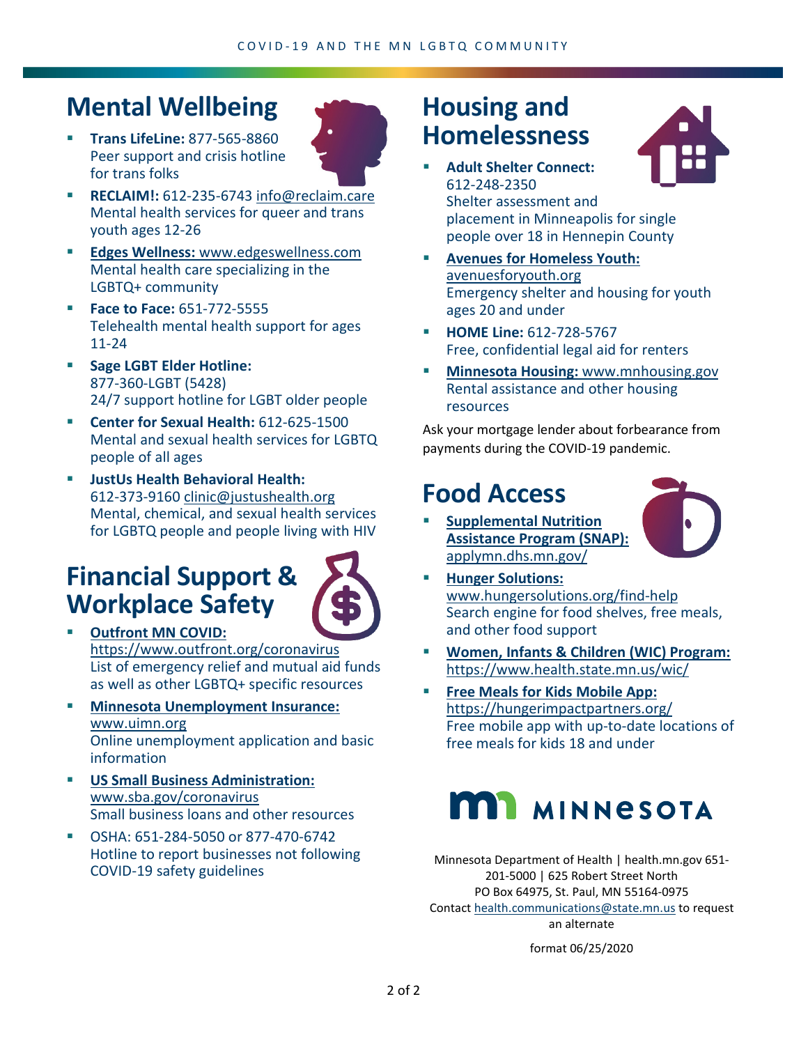## Mental Wellbeing

- **Trans LifeLine:** 877-565-8860
  Peer support and crisis hotline for trans folks
- **RECLAIM!:** 612-235-6743 info@reclaim.care
  Mental health services for queer and trans youth ages 12-26
- **Edges Wellness:** www.edgeswellness.com
  Mental health care specializing in the LGBTQ+ community
- **Face to Face:** 651-772-5555
  Telehealth mental health support for ages 11-24
- **Sage LGBT Elder Hotline:**
  877-360-LGBT (5428)
  24/7 support hotline for LGBT older people
- **Center for Sexual Health:** 612-625-1500
  Mental and sexual health services for LGBTQ people of all ages
- **JustUs Health Behavioral Health:**
  612-373-9160 clinic@justushealth.org
  Mental, chemical, and sexual health services for LGBTQ people and people living with HIV

## Financial Support & Workplace Safety

- **Outfront MN COVID:**
  https://www.outfront.org/coronavirus
  List of emergency relief and mutual aid funds as well as other LGBTQ+ specific resources
- **Minnesota Unemployment Insurance:**
  www.uimn.org
  Online unemployment application and basic information
- **US Small Business Administration:**
  www.sba.gov/coronavirus
  Small business loans and other resources
- OSHA: 651-284-5050 or 877-470-6742
  Hotline to report businesses not following COVID-19 safety guidelines

## Housing and Homelessness

- **Adult Shelter Connect:**
  612-248-2350
  Shelter assessment and placement in Minneapolis for single people over 18 in Hennepin County
- **Avenues for Homeless Youth:**
  avenuesforyouth.org
  Emergency shelter and housing for youth ages 20 and under
- **HOME Line:** 612-728-5767
  Free, confidential legal aid for renters
- **Minnesota Housing:** www.mnhousing.gov
  Rental assistance and other housing resources

Ask your mortgage lender about forbearance from payments during the COVID-19 pandemic.

## Food Access

- **Supplemental Nutrition Assistance Program (SNAP):**
  applymn.dhs.mn.gov/
- **Hunger Solutions:**
  www.hungersolutions.org/find-help
  Search engine for food shelves, free meals, and other food support
- **Women, Infants & Children (WIC) Program:**
  https://www.health.state.mn.us/wic/
- **Free Meals for Kids Mobile App:**
  https://hungerimpactpartners.org/
  Free mobile app with up-to-date locations of free meals for kids 18 and under

MINNESOTA

Minnesota Department of Health | health.mn.gov 651-201-5000 | 625 Robert Street North
PO Box 64975, St. Paul, MN 55164-0975
Contact health.communications@state.mn.us to request an alternate format 06/25/2020